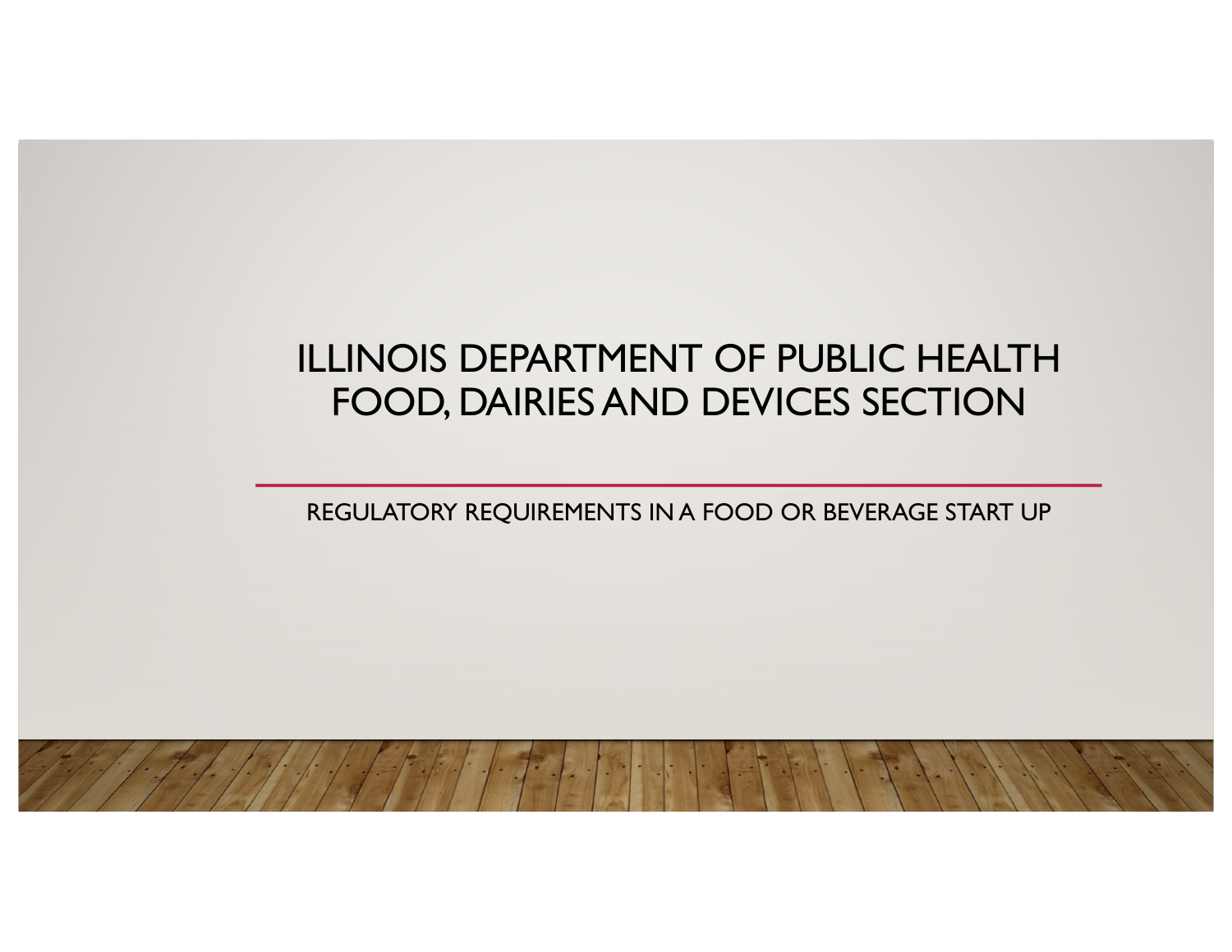# ILLINOIS DEPARTMENT OF PUBLIC HEALTH FOOD, DAIRIES AND DEVICES SECTION

REGULATORY REQUIREMENTS IN A FOOD OR BEVERAGE START UP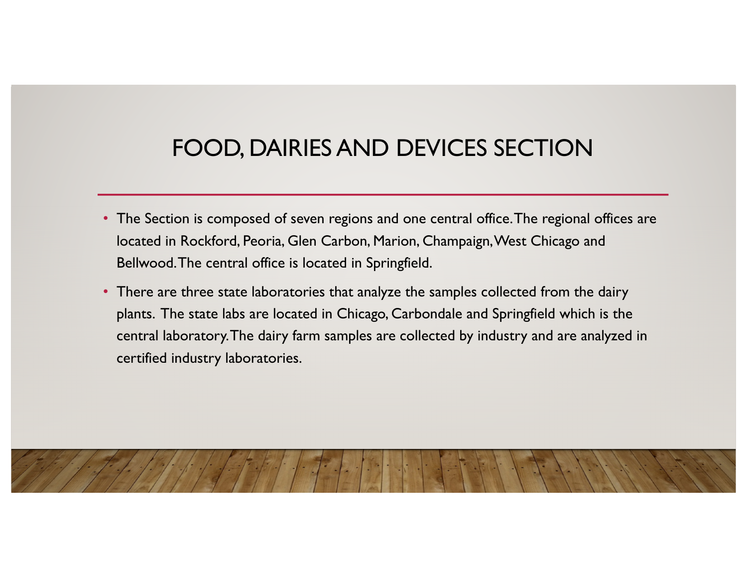# FOOD, DAIRIES AND DEVICES SECTION

- The Section is composed of seven regions and one central office. The regional offices are located in Rockford, Peoria, Glen Carbon, Marion, Champaign, West Chicago and Bellwood. The central office is located in Springfield.
- There are three state laboratories that analyze the samples collected from the dairy plants. The state labs are located in Chicago, Carbondale and Springfield which is the central laboratory. The dairy farm samples are collected by industry and are analyzed in certified industry laboratories.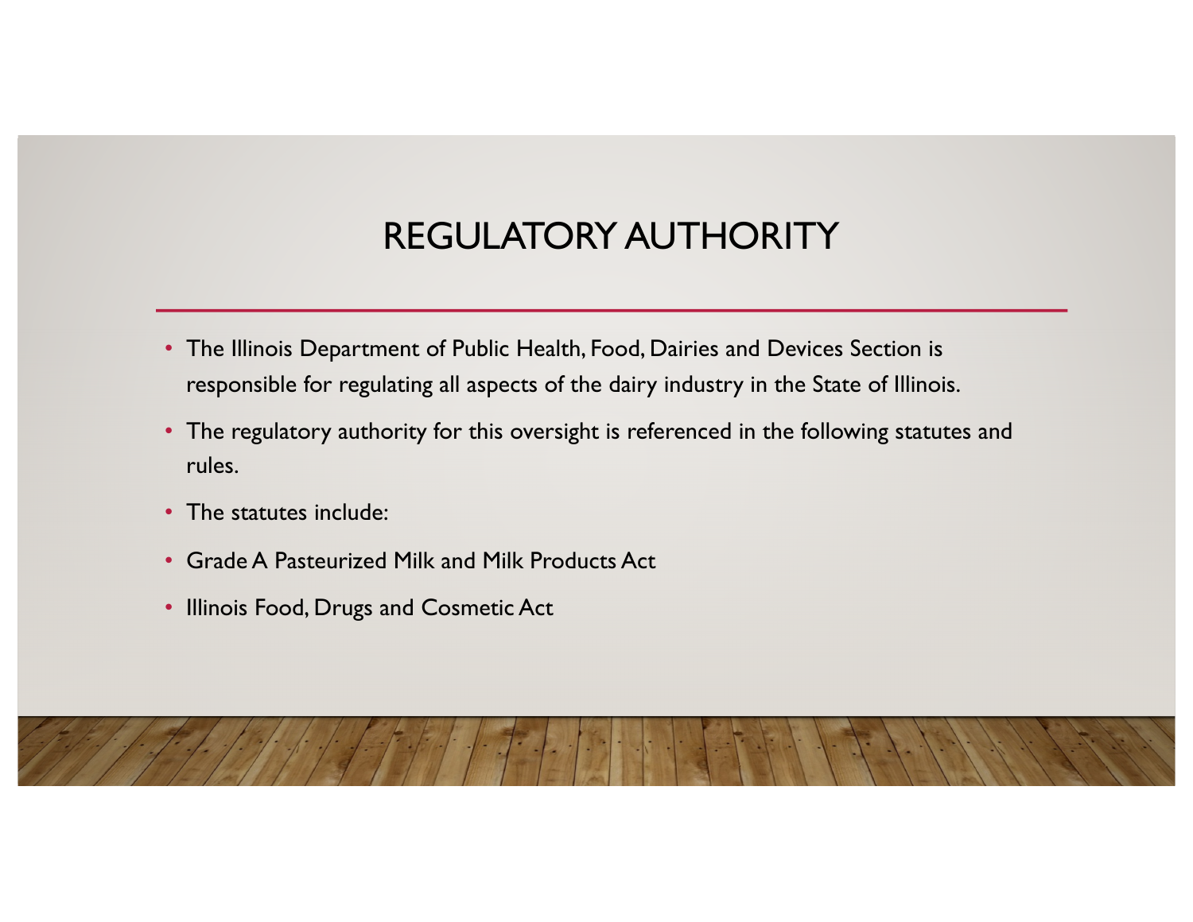# REGULATORY AUTHORITY

- The Illinois Department of Public Health, Food, Dairies and Devices Section is responsible for regulating all aspects of the dairy industry in the State of Illinois.
- The regulatory authority for this oversight is referenced in the following statutes and rules.
- The statutes include:
- Grade A Pasteurized Milk and Milk Products Act
- Illinois Food, Drugs and Cosmetic Act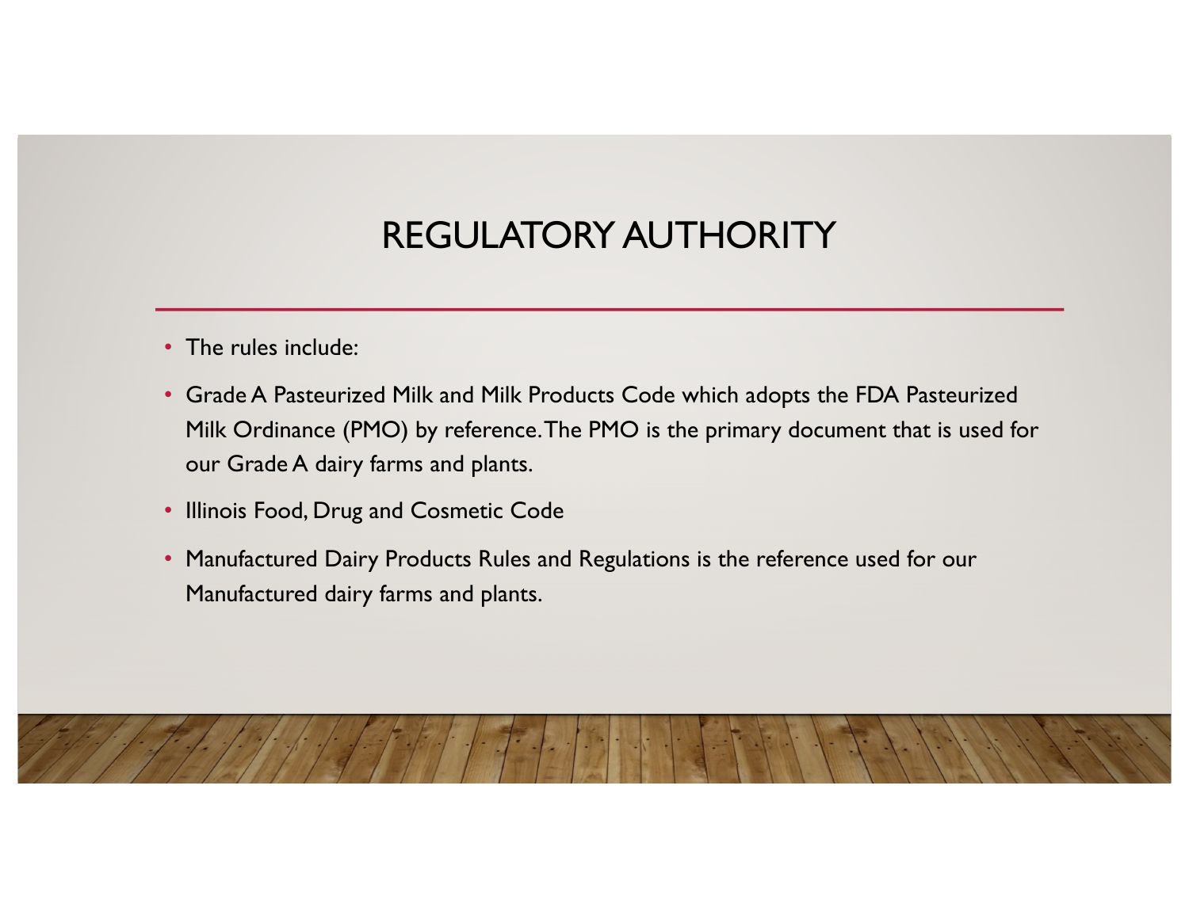# REGULATORY AUTHORITY

- The rules include:
- Grade A Pasteurized Milk and Milk Products Code which adopts the FDA Pasteurized Milk Ordinance (PMO) by reference. The PMO is the primary document that is used for our Grade A dairy farms and plants.
- Illinois Food, Drug and Cosmetic Code
- Manufactured Dairy Products Rules and Regulations is the reference used for our Manufactured dairy farms and plants.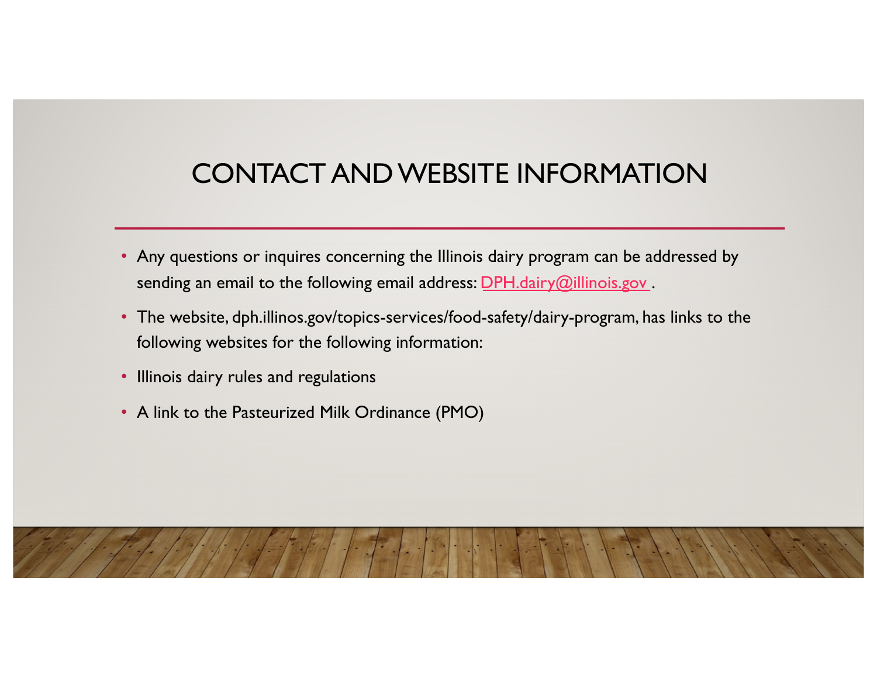# CONTACT AND WEBSITE INFORMATION

- Any questions or inquires concerning the Illinois dairy program can be addressed by sending an email to the following email address: DPH.dairy@illinois.gov .
- The website, dph.illinos.gov/topics-services/food-safety/dairy-program, has links to the following websites for the following information:
- Illinois dairy rules and regulations
- A link to the Pasteurized Milk Ordinance (PMO)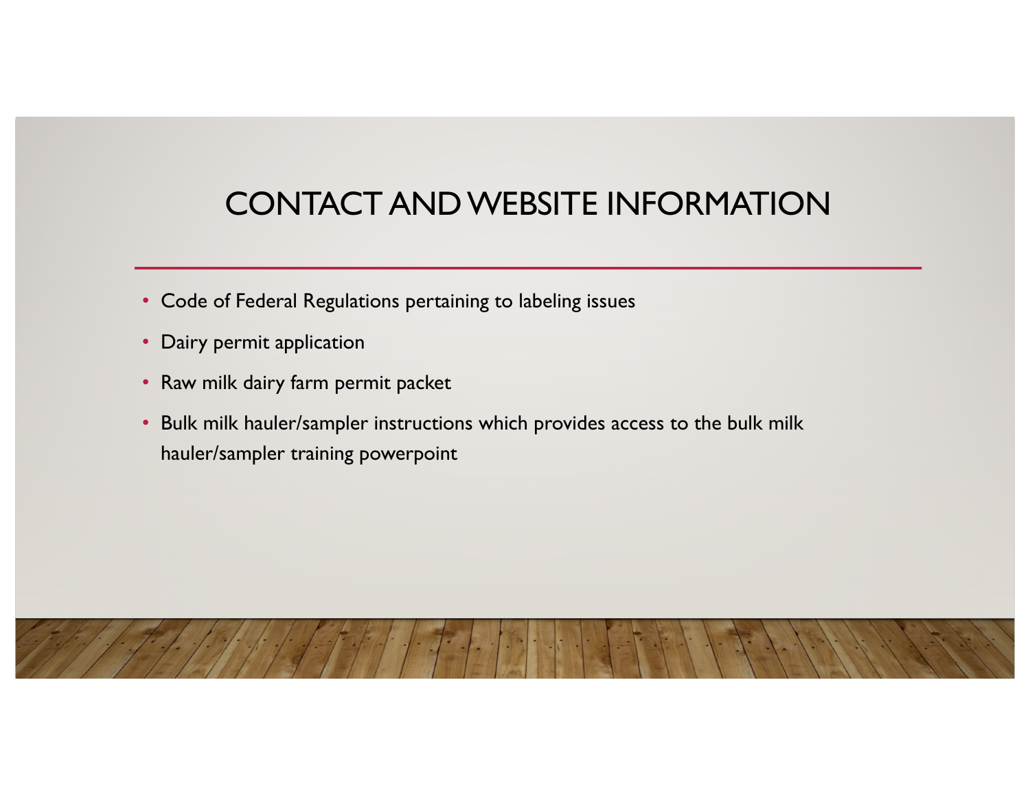# CONTACT AND WEBSITE INFORMATION

- Code of Federal Regulations pertaining to labeling issues
- Dairy permit application
- Raw milk dairy farm permit packet
- Bulk milk hauler/sampler instructions which provides access to the bulk milk hauler/sampler training powerpoint